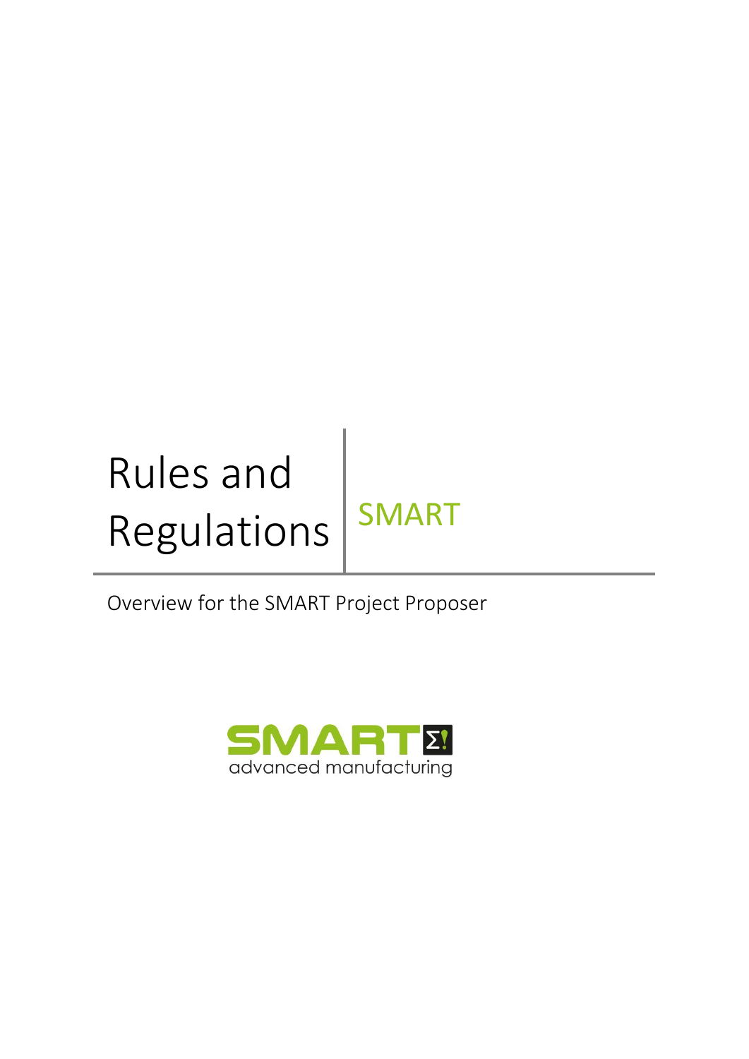# Rules and Regulations

## SMART

Overview for the SMART Project Proposer

SMART advanced manufacturing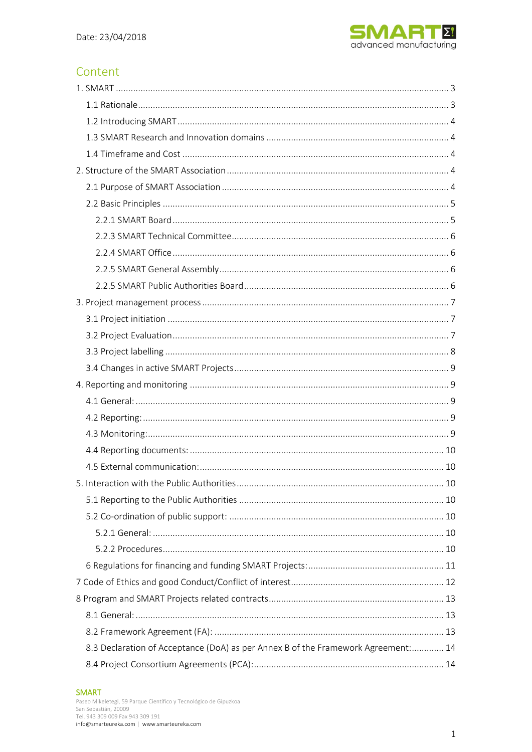Date: 23/04/2018

## Content

1. SMART ..... 3
   - 1.1 Rationale ..... 3
   - 1.2 Introducing SMART ..... 4
   - 1.3 SMART Research and Innovation domains ..... 4
   - 1.4 Timeframe and Cost ..... 4
2. Structure of the SMART Association ..... 4
   - 2.1 Purpose of SMART Association ..... 4
   - 2.2 Basic Principles ..... 5
     - 2.2.1 SMART Board ..... 5
     - 2.2.3 SMART Technical Committee ..... 6
     - 2.2.4 SMART Office ..... 6
     - 2.2.5 SMART General Assembly ..... 6
     - 2.2.5 SMART Public Authorities Board ..... 6
3. Project management process ..... 7
   - 3.1 Project initiation ..... 7
   - 3.2 Project Evaluation ..... 7
   - 3.3 Project labelling ..... 8
   - 3.4 Changes in active SMART Projects ..... 9
4. Reporting and monitoring ..... 9
   - 4.1 General: ..... 9
   - 4.2 Reporting: ..... 9
   - 4.3 Monitoring: ..... 9
   - 4.4 Reporting documents: ..... 10
   - 4.5 External communication: ..... 10
5. Interaction with the Public Authorities ..... 10
   - 5.1 Reporting to the Public Authorities ..... 10
   - 5.2 Co-ordination of public support: ..... 10
     - 5.2.1 General: ..... 10
     - 5.2.2 Procedures ..... 10
   - 6 Regulations for financing and funding SMART Projects: ..... 11

7 Code of Ethics and good Conduct/Conflict of interest ..... 12

8 Program and SMART Projects related contracts ..... 13
   - 8.1 General: ..... 13
   - 8.2 Framework Agreement (FA): ..... 13
   - 8.3 Declaration of Acceptance (DoA) as per Annex B of the Framework Agreement: ..... 14
   - 8.4 Project Consortium Agreements (PCA): ..... 14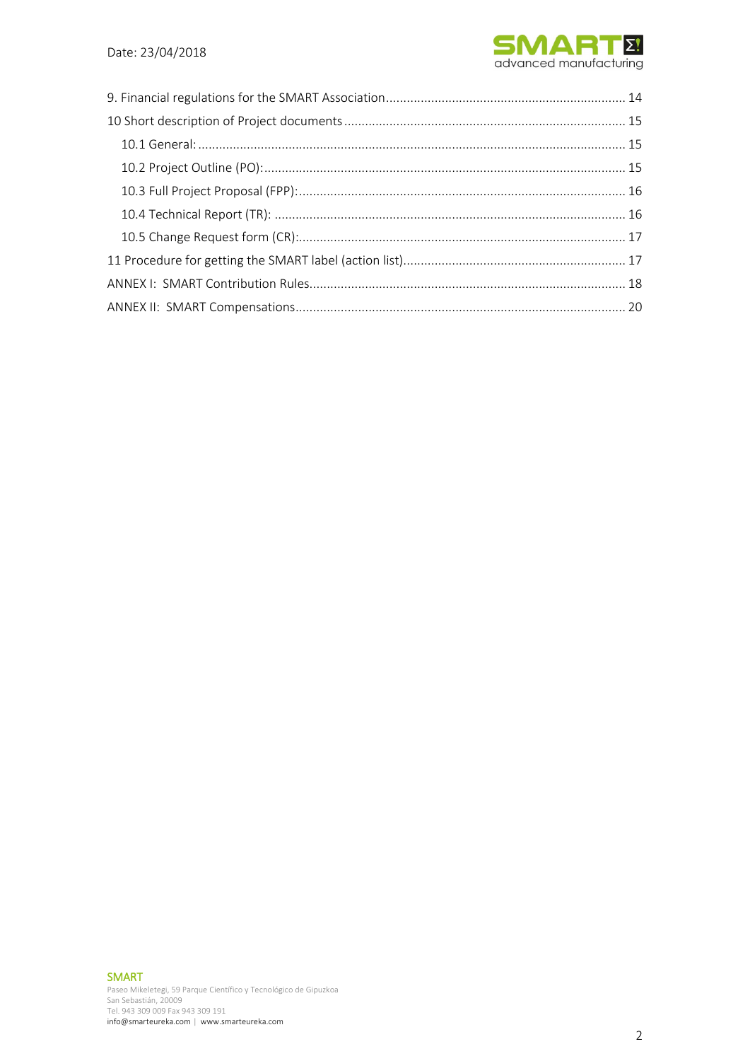9. Financial regulations for the SMART Association ..................................................................... 14

10 Short description of Project documents ................................................................................ 15

  10.1 General: .......................................................................................................................... 15

  10.2 Project Outline (PO): ....................................................................................................... 15

  10.3 Full Project Proposal (FPP): ............................................................................................. 16

  10.4 Technical Report (TR): .................................................................................................... 16

  10.5 Change Request form (CR): ............................................................................................. 17

11 Procedure for getting the SMART label (action list) ................................................................ 17

ANNEX I: SMART Contribution Rules .......................................................................................... 18

ANNEX II: SMART Compensations .............................................................................................. 20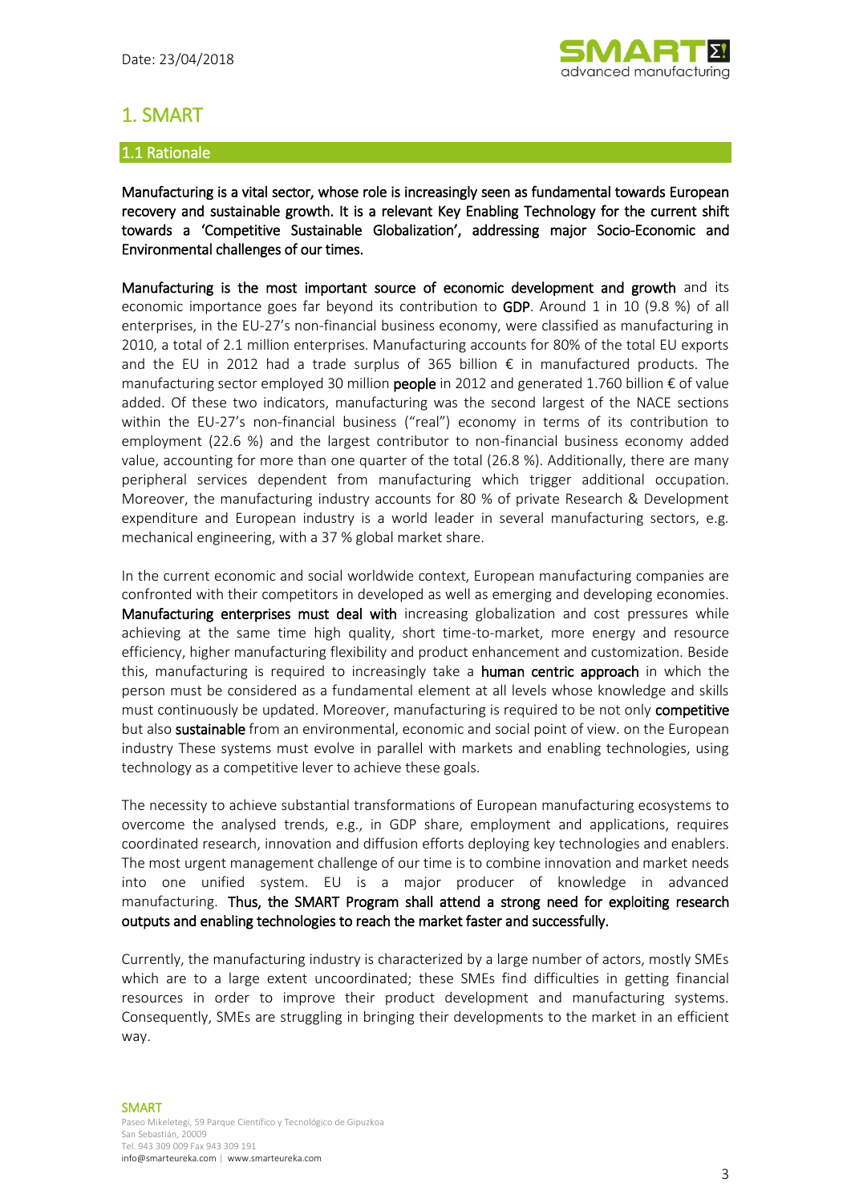# 1. SMART

## 1.1 Rationale

**Manufacturing is a vital sector, whose role is increasingly seen as fundamental towards European recovery and sustainable growth. It is a relevant Key Enabling Technology for the current shift towards a 'Competitive Sustainable Globalization', addressing major Socio-Economic and Environmental challenges of our times.**

**Manufacturing is the most important source of economic development and growth** and its economic importance goes far beyond its contribution to **GDP**. Around 1 in 10 (9.8 %) of all enterprises, in the EU-27's non-financial business economy, were classified as manufacturing in 2010, a total of 2.1 million enterprises. Manufacturing accounts for 80% of the total EU exports and the EU in 2012 had a trade surplus of 365 billion € in manufactured products. The manufacturing sector employed 30 million **people** in 2012 and generated 1.760 billion € of value added. Of these two indicators, manufacturing was the second largest of the NACE sections within the EU-27's non-financial business ("real") economy in terms of its contribution to employment (22.6 %) and the largest contributor to non-financial business economy added value, accounting for more than one quarter of the total (26.8 %). Additionally, there are many peripheral services dependent from manufacturing which trigger additional occupation. Moreover, the manufacturing industry accounts for 80 % of private Research & Development expenditure and European industry is a world leader in several manufacturing sectors, e.g. mechanical engineering, with a 37 % global market share.

In the current economic and social worldwide context, European manufacturing companies are confronted with their competitors in developed as well as emerging and developing economies. **Manufacturing enterprises must deal with** increasing globalization and cost pressures while achieving at the same time high quality, short time-to-market, more energy and resource efficiency, higher manufacturing flexibility and product enhancement and customization. Beside this, manufacturing is required to increasingly take a **human centric approach** in which the person must be considered as a fundamental element at all levels whose knowledge and skills must continuously be updated. Moreover, manufacturing is required to be not only **competitive** but also **sustainable** from an environmental, economic and social point of view. on the European industry These systems must evolve in parallel with markets and enabling technologies, using technology as a competitive lever to achieve these goals.

The necessity to achieve substantial transformations of European manufacturing ecosystems to overcome the analysed trends, e.g., in GDP share, employment and applications, requires coordinated research, innovation and diffusion efforts deploying key technologies and enablers. The most urgent management challenge of our time is to combine innovation and market needs into one unified system. EU is a major producer of knowledge in advanced manufacturing. **Thus, the SMART Program shall attend a strong need for exploiting research outputs and enabling technologies to reach the market faster and successfully.**

Currently, the manufacturing industry is characterized by a large number of actors, mostly SMEs which are to a large extent uncoordinated; these SMEs find difficulties in getting financial resources in order to improve their product development and manufacturing systems. Consequently, SMEs are struggling in bringing their developments to the market in an efficient way.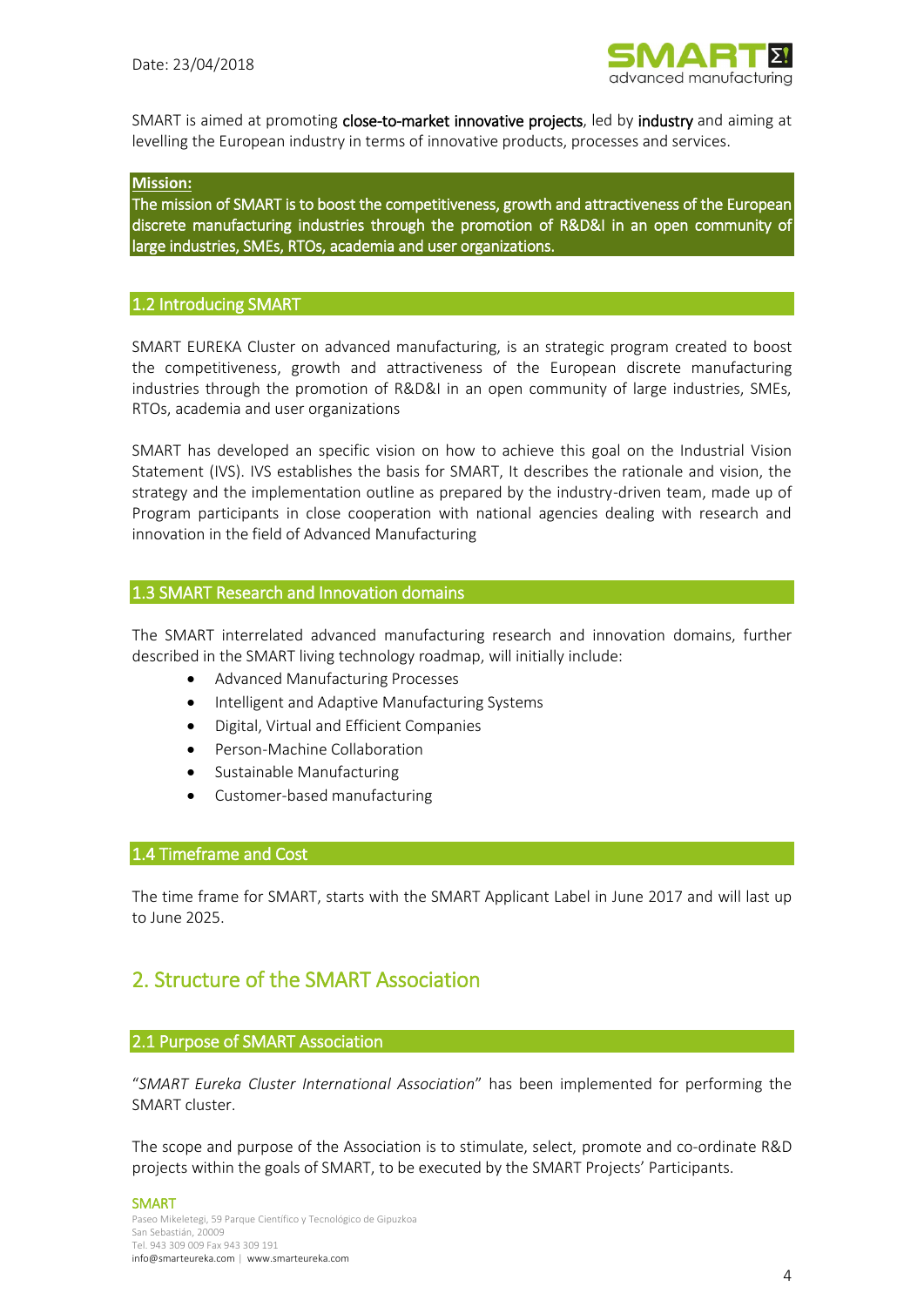SMART is aimed at promoting close-to-market innovative projects, led by industry and aiming at levelling the European industry in terms of innovative products, processes and services.

**Mission:**
The mission of SMART is to boost the competitiveness, growth and attractiveness of the European discrete manufacturing industries through the promotion of R&D&I in an open community of large industries, SMEs, RTOs, academia and user organizations.

### 1.2 Introducing SMART

SMART EUREKA Cluster on advanced manufacturing, is an strategic program created to boost the competitiveness, growth and attractiveness of the European discrete manufacturing industries through the promotion of R&D&I in an open community of large industries, SMEs, RTOs, academia and user organizations

SMART has developed an specific vision on how to achieve this goal on the Industrial Vision Statement (IVS). IVS establishes the basis for SMART, It describes the rationale and vision, the strategy and the implementation outline as prepared by the industry-driven team, made up of Program participants in close cooperation with national agencies dealing with research and innovation in the field of Advanced Manufacturing

### 1.3 SMART Research and Innovation domains

The SMART interrelated advanced manufacturing research and innovation domains, further described in the SMART living technology roadmap, will initially include:

- Advanced Manufacturing Processes
- Intelligent and Adaptive Manufacturing Systems
- Digital, Virtual and Efficient Companies
- Person-Machine Collaboration
- Sustainable Manufacturing
- Customer-based manufacturing

### 1.4 Timeframe and Cost

The time frame for SMART, starts with the SMART Applicant Label in June 2017 and will last up to June 2025.

## 2. Structure of the SMART Association

### 2.1 Purpose of SMART Association

"*SMART Eureka Cluster International Association*" has been implemented for performing the SMART cluster.

The scope and purpose of the Association is to stimulate, select, promote and co-ordinate R&D projects within the goals of SMART, to be executed by the SMART Projects' Participants.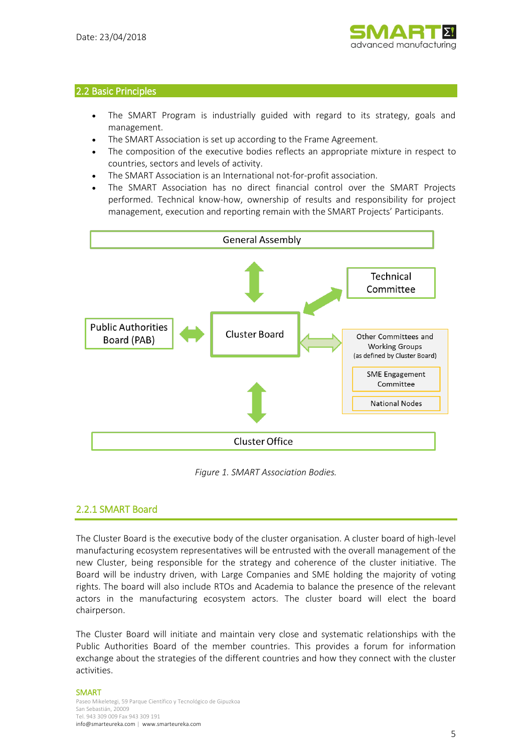## 2.2 Basic Principles

- The SMART Program is industrially guided with regard to its strategy, goals and management.
- The SMART Association is set up according to the Frame Agreement.
- The composition of the executive bodies reflects an appropriate mixture in respect to countries, sectors and levels of activity.
- The SMART Association is an International not-for-profit association.
- The SMART Association has no direct financial control over the SMART Projects performed. Technical know-how, ownership of results and responsibility for project management, execution and reporting remain with the SMART Projects' Participants.

General Assembly

Technical Committee

Public Authorities Board (PAB)

Cluster Board

Other Committees and Working Groups (as defined by Cluster Board)

SME Engagement Committee

National Nodes

Cluster Office

*Figure 1. SMART Association Bodies.*

### 2.2.1 SMART Board

The Cluster Board is the executive body of the cluster organisation. A cluster board of high-level manufacturing ecosystem representatives will be entrusted with the overall management of the new Cluster, being responsible for the strategy and coherence of the cluster initiative. The Board will be industry driven, with Large Companies and SME holding the majority of voting rights. The board will also include RTOs and Academia to balance the presence of the relevant actors in the manufacturing ecosystem actors. The cluster board will elect the board chairperson.

The Cluster Board will initiate and maintain very close and systematic relationships with the Public Authorities Board of the member countries. This provides a forum for information exchange about the strategies of the different countries and how they connect with the cluster activities.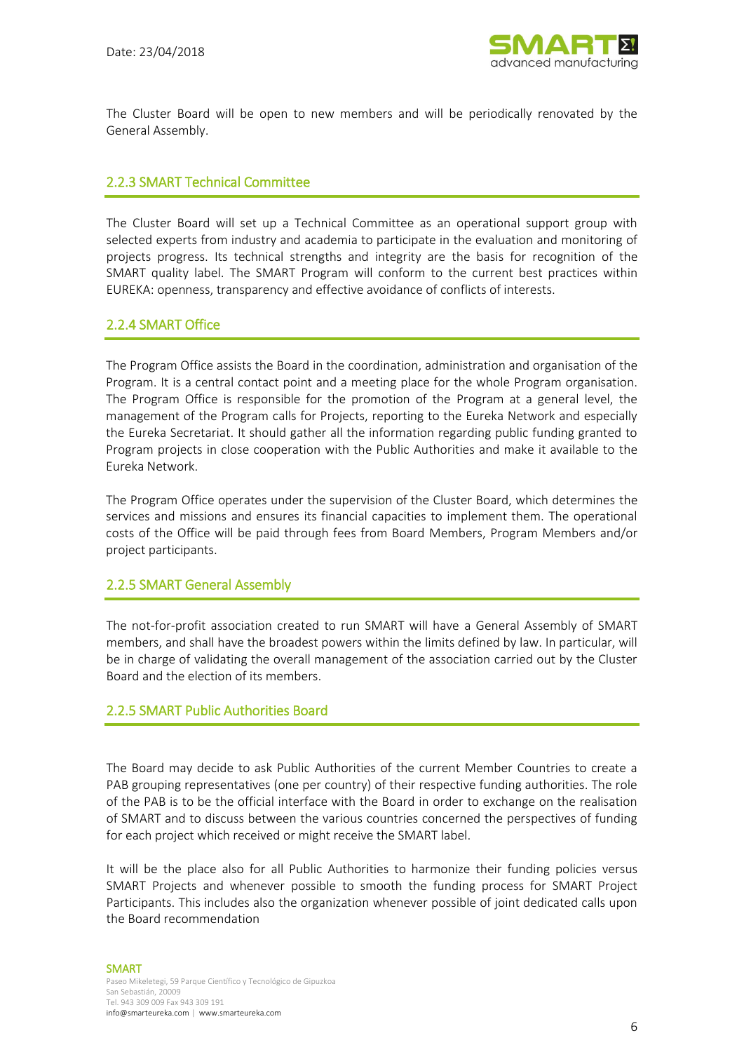The Cluster Board will be open to new members and will be periodically renovated by the General Assembly.

### 2.2.3 SMART Technical Committee

The Cluster Board will set up a Technical Committee as an operational support group with selected experts from industry and academia to participate in the evaluation and monitoring of projects progress. Its technical strengths and integrity are the basis for recognition of the SMART quality label. The SMART Program will conform to the current best practices within EUREKA: openness, transparency and effective avoidance of conflicts of interests.

### 2.2.4 SMART Office

The Program Office assists the Board in the coordination, administration and organisation of the Program. It is a central contact point and a meeting place for the whole Program organisation. The Program Office is responsible for the promotion of the Program at a general level, the management of the Program calls for Projects, reporting to the Eureka Network and especially the Eureka Secretariat. It should gather all the information regarding public funding granted to Program projects in close cooperation with the Public Authorities and make it available to the Eureka Network.

The Program Office operates under the supervision of the Cluster Board, which determines the services and missions and ensures its financial capacities to implement them. The operational costs of the Office will be paid through fees from Board Members, Program Members and/or project participants.

### 2.2.5 SMART General Assembly

The not-for-profit association created to run SMART will have a General Assembly of SMART members, and shall have the broadest powers within the limits defined by law. In particular, will be in charge of validating the overall management of the association carried out by the Cluster Board and the election of its members.

### 2.2.5 SMART Public Authorities Board

The Board may decide to ask Public Authorities of the current Member Countries to create a PAB grouping representatives (one per country) of their respective funding authorities. The role of the PAB is to be the official interface with the Board in order to exchange on the realisation of SMART and to discuss between the various countries concerned the perspectives of funding for each project which received or might receive the SMART label.

It will be the place also for all Public Authorities to harmonize their funding policies versus SMART Projects and whenever possible to smooth the funding process for SMART Project Participants. This includes also the organization whenever possible of joint dedicated calls upon the Board recommendation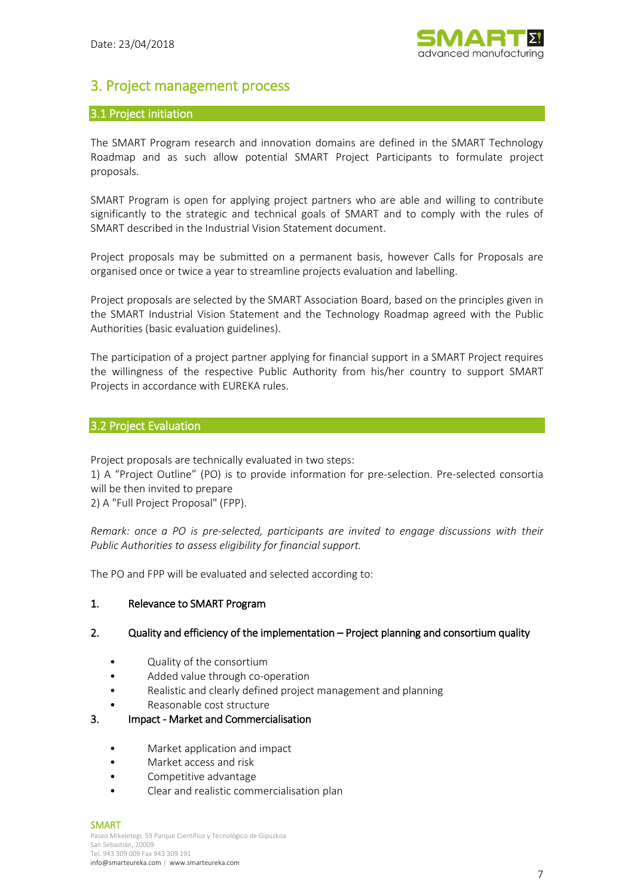## 3. Project management process

### 3.1 Project initiation

The SMART Program research and innovation domains are defined in the SMART Technology Roadmap and as such allow potential SMART Project Participants to formulate project proposals.

SMART Program is open for applying project partners who are able and willing to contribute significantly to the strategic and technical goals of SMART and to comply with the rules of SMART described in the Industrial Vision Statement document.

Project proposals may be submitted on a permanent basis, however Calls for Proposals are organised once or twice a year to streamline projects evaluation and labelling.

Project proposals are selected by the SMART Association Board, based on the principles given in the SMART Industrial Vision Statement and the Technology Roadmap agreed with the Public Authorities (basic evaluation guidelines).

The participation of a project partner applying for financial support in a SMART Project requires the willingness of the respective Public Authority from his/her country to support SMART Projects in accordance with EUREKA rules.

### 3.2 Project Evaluation

Project proposals are technically evaluated in two steps:
1) A “Project Outline” (PO) is to provide information for pre-selection. Pre-selected consortia will be then invited to prepare
2) A "Full Project Proposal" (FPP).

*Remark: once a PO is pre-selected, participants are invited to engage discussions with their Public Authorities to assess eligibility for financial support.*

The PO and FPP will be evaluated and selected according to:

1. Relevance to SMART Program

2. Quality and efficiency of the implementation – Project planning and consortium quality

   - Quality of the consortium
   - Added value through co-operation
   - Realistic and clearly defined project management and planning
   - Reasonable cost structure

3. Impact - Market and Commercialisation

   - Market application and impact
   - Market access and risk
   - Competitive advantage
   - Clear and realistic commercialisation plan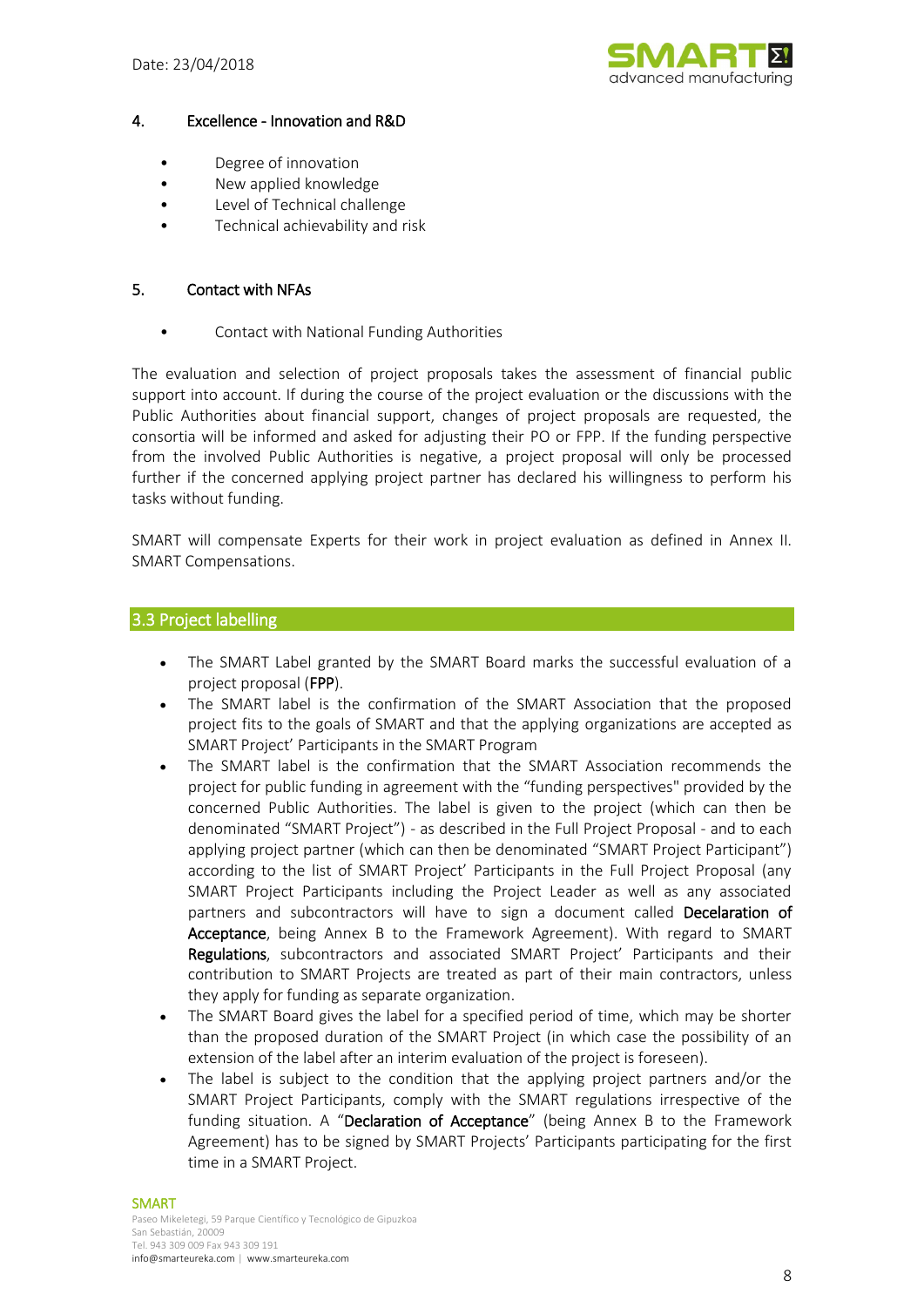## 4. Excellence - Innovation and R&D

- Degree of innovation
- New applied knowledge
- Level of Technical challenge
- Technical achievability and risk

## 5. Contact with NFAs

- Contact with National Funding Authorities

The evaluation and selection of project proposals takes the assessment of financial public support into account. If during the course of the project evaluation or the discussions with the Public Authorities about financial support, changes of project proposals are requested, the consortia will be informed and asked for adjusting their PO or FPP. If the funding perspective from the involved Public Authorities is negative, a project proposal will only be processed further if the concerned applying project partner has declared his willingness to perform his tasks without funding.

SMART will compensate Experts for their work in project evaluation as defined in Annex II. SMART Compensations.

## 3.3 Project labelling

- The SMART Label granted by the SMART Board marks the successful evaluation of a project proposal (**FPP**).
- The SMART label is the confirmation of the SMART Association that the proposed project fits to the goals of SMART and that the applying organizations are accepted as SMART Project' Participants in the SMART Program
- The SMART label is the confirmation that the SMART Association recommends the project for public funding in agreement with the "funding perspectives" provided by the concerned Public Authorities. The label is given to the project (which can then be denominated "SMART Project") - as described in the Full Project Proposal - and to each applying project partner (which can then be denominated "SMART Project Participant") according to the list of SMART Project' Participants in the Full Project Proposal (any SMART Project Participants including the Project Leader as well as any associated partners and subcontractors will have to sign a document called **Decelaration of Acceptance**, being Annex B to the Framework Agreement). With regard to SMART **Regulations**, subcontractors and associated SMART Project' Participants and their contribution to SMART Projects are treated as part of their main contractors, unless they apply for funding as separate organization.
- The SMART Board gives the label for a specified period of time, which may be shorter than the proposed duration of the SMART Project (in which case the possibility of an extension of the label after an interim evaluation of the project is foreseen).
- The label is subject to the condition that the applying project partners and/or the SMART Project Participants, comply with the SMART regulations irrespective of the funding situation. A "**Declaration of Acceptance**" (being Annex B to the Framework Agreement) has to be signed by SMART Projects' Participants participating for the first time in a SMART Project.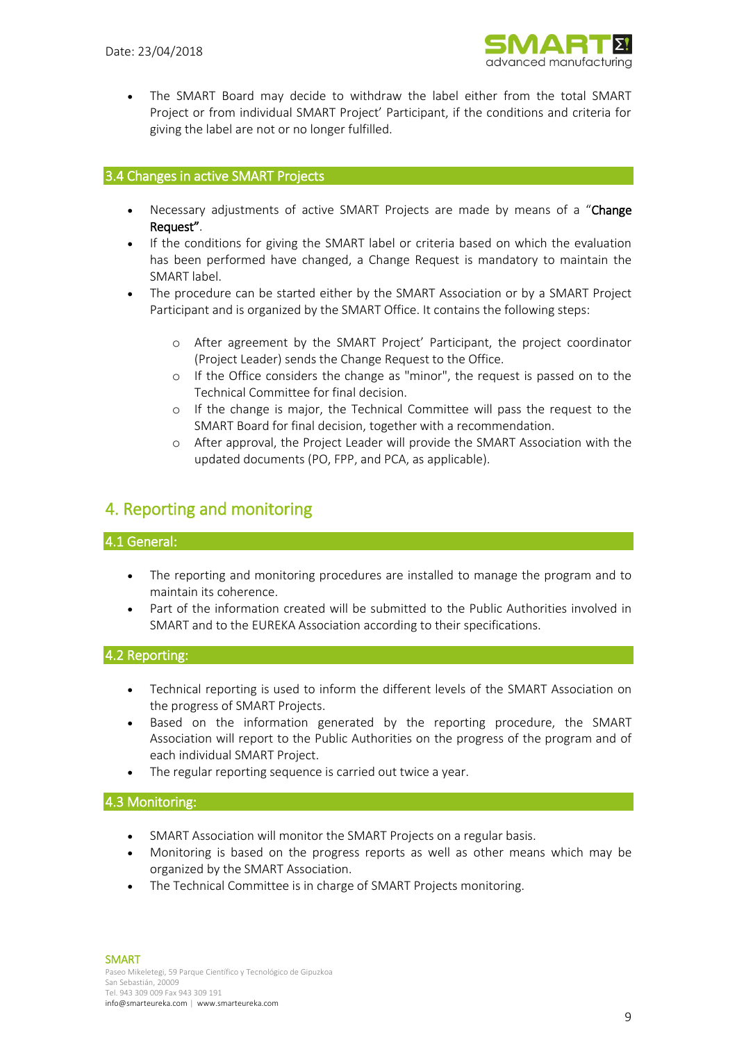- The SMART Board may decide to withdraw the label either from the total SMART Project or from individual SMART Project' Participant, if the conditions and criteria for giving the label are not or no longer fulfilled.

### 3.4 Changes in active SMART Projects

- Necessary adjustments of active SMART Projects are made by means of a "**Change Request**".
- If the conditions for giving the SMART label or criteria based on which the evaluation has been performed have changed, a Change Request is mandatory to maintain the SMART label.
- The procedure can be started either by the SMART Association or by a SMART Project Participant and is organized by the SMART Office. It contains the following steps:
    - After agreement by the SMART Project' Participant, the project coordinator (Project Leader) sends the Change Request to the Office.
    - If the Office considers the change as "minor", the request is passed on to the Technical Committee for final decision.
    - If the change is major, the Technical Committee will pass the request to the SMART Board for final decision, together with a recommendation.
    - After approval, the Project Leader will provide the SMART Association with the updated documents (PO, FPP, and PCA, as applicable).

## 4. Reporting and monitoring

### 4.1 General:

- The reporting and monitoring procedures are installed to manage the program and to maintain its coherence.
- Part of the information created will be submitted to the Public Authorities involved in SMART and to the EUREKA Association according to their specifications.

### 4.2 Reporting:

- Technical reporting is used to inform the different levels of the SMART Association on the progress of SMART Projects.
- Based on the information generated by the reporting procedure, the SMART Association will report to the Public Authorities on the progress of the program and of each individual SMART Project.
- The regular reporting sequence is carried out twice a year.

### 4.3 Monitoring:

- SMART Association will monitor the SMART Projects on a regular basis.
- Monitoring is based on the progress reports as well as other means which may be organized by the SMART Association.
- The Technical Committee is in charge of SMART Projects monitoring.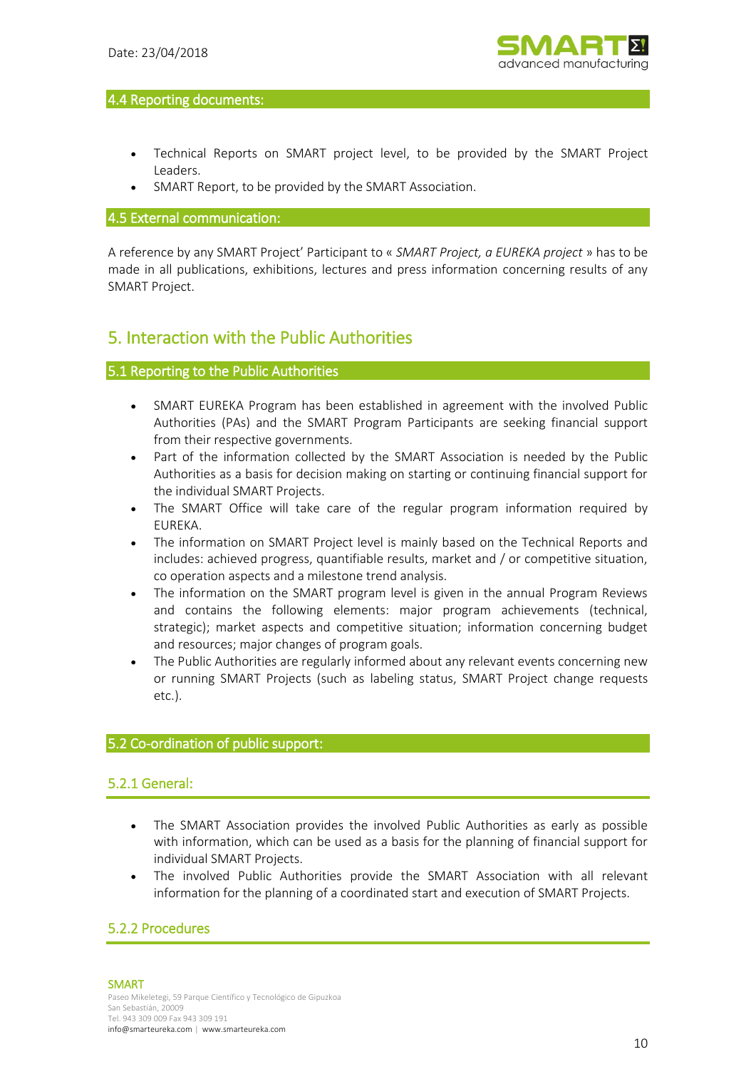### 4.4 Reporting documents:

- Technical Reports on SMART project level, to be provided by the SMART Project Leaders.
- SMART Report, to be provided by the SMART Association.

### 4.5 External communication:

A reference by any SMART Project' Participant to « *SMART Project, a EUREKA project* » has to be made in all publications, exhibitions, lectures and press information concerning results of any SMART Project.

## 5. Interaction with the Public Authorities

### 5.1 Reporting to the Public Authorities

- SMART EUREKA Program has been established in agreement with the involved Public Authorities (PAs) and the SMART Program Participants are seeking financial support from their respective governments.
- Part of the information collected by the SMART Association is needed by the Public Authorities as a basis for decision making on starting or continuing financial support for the individual SMART Projects.
- The SMART Office will take care of the regular program information required by EUREKA.
- The information on SMART Project level is mainly based on the Technical Reports and includes: achieved progress, quantifiable results, market and / or competitive situation, co operation aspects and a milestone trend analysis.
- The information on the SMART program level is given in the annual Program Reviews and contains the following elements: major program achievements (technical, strategic); market aspects and competitive situation; information concerning budget and resources; major changes of program goals.
- The Public Authorities are regularly informed about any relevant events concerning new or running SMART Projects (such as labeling status, SMART Project change requests etc.).

### 5.2 Co-ordination of public support:

#### 5.2.1 General:

- The SMART Association provides the involved Public Authorities as early as possible with information, which can be used as a basis for the planning of financial support for individual SMART Projects.
- The involved Public Authorities provide the SMART Association with all relevant information for the planning of a coordinated start and execution of SMART Projects.

#### 5.2.2 Procedures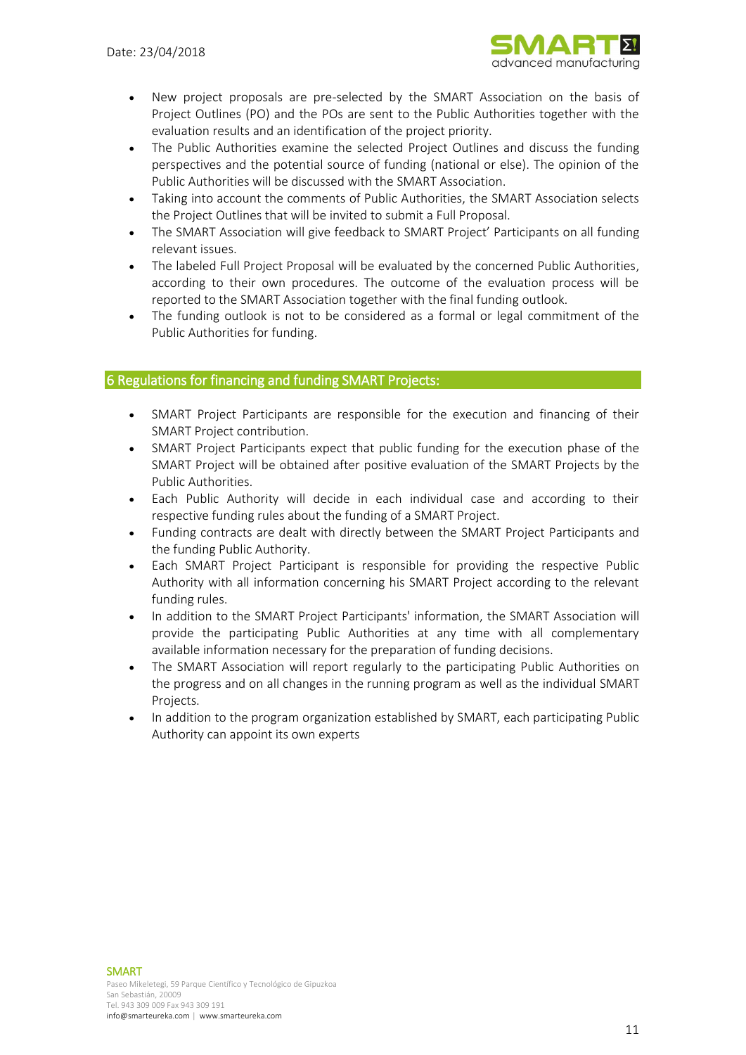- New project proposals are pre-selected by the SMART Association on the basis of Project Outlines (PO) and the POs are sent to the Public Authorities together with the evaluation results and an identification of the project priority.
- The Public Authorities examine the selected Project Outlines and discuss the funding perspectives and the potential source of funding (national or else). The opinion of the Public Authorities will be discussed with the SMART Association.
- Taking into account the comments of Public Authorities, the SMART Association selects the Project Outlines that will be invited to submit a Full Proposal.
- The SMART Association will give feedback to SMART Project' Participants on all funding relevant issues.
- The labeled Full Project Proposal will be evaluated by the concerned Public Authorities, according to their own procedures. The outcome of the evaluation process will be reported to the SMART Association together with the final funding outlook.
- The funding outlook is not to be considered as a formal or legal commitment of the Public Authorities for funding.

## 6 Regulations for financing and funding SMART Projects:

- SMART Project Participants are responsible for the execution and financing of their SMART Project contribution.
- SMART Project Participants expect that public funding for the execution phase of the SMART Project will be obtained after positive evaluation of the SMART Projects by the Public Authorities.
- Each Public Authority will decide in each individual case and according to their respective funding rules about the funding of a SMART Project.
- Funding contracts are dealt with directly between the SMART Project Participants and the funding Public Authority.
- Each SMART Project Participant is responsible for providing the respective Public Authority with all information concerning his SMART Project according to the relevant funding rules.
- In addition to the SMART Project Participants' information, the SMART Association will provide the participating Public Authorities at any time with all complementary available information necessary for the preparation of funding decisions.
- The SMART Association will report regularly to the participating Public Authorities on the progress and on all changes in the running program as well as the individual SMART Projects.
- In addition to the program organization established by SMART, each participating Public Authority can appoint its own experts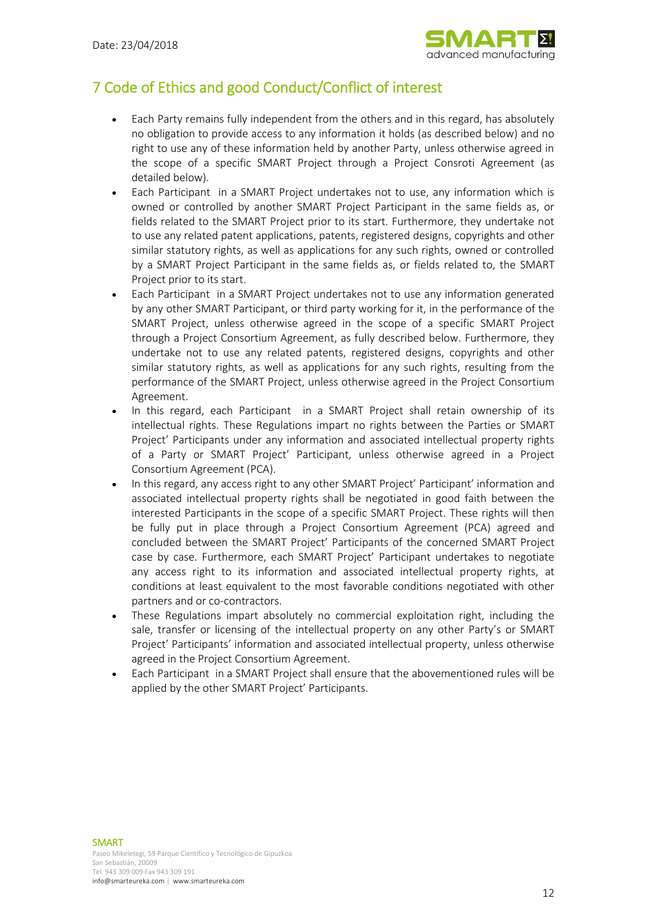# 7 Code of Ethics and good Conduct/Conflict of interest

- Each Party remains fully independent from the others and in this regard, has absolutely no obligation to provide access to any information it holds (as described below) and no right to use any of these information held by another Party, unless otherwise agreed in the scope of a specific SMART Project through a Project Consroti Agreement (as detailed below).
- Each Participant in a SMART Project undertakes not to use, any information which is owned or controlled by another SMART Project Participant in the same fields as, or fields related to the SMART Project prior to its start. Furthermore, they undertake not to use any related patent applications, patents, registered designs, copyrights and other similar statutory rights, as well as applications for any such rights, owned or controlled by a SMART Project Participant in the same fields as, or fields related to, the SMART Project prior to its start.
- Each Participant in a SMART Project undertakes not to use any information generated by any other SMART Participant, or third party working for it, in the performance of the SMART Project, unless otherwise agreed in the scope of a specific SMART Project through a Project Consortium Agreement, as fully described below. Furthermore, they undertake not to use any related patents, registered designs, copyrights and other similar statutory rights, as well as applications for any such rights, resulting from the performance of the SMART Project, unless otherwise agreed in the Project Consortium Agreement.
- In this regard, each Participant in a SMART Project shall retain ownership of its intellectual rights. These Regulations impart no rights between the Parties or SMART Project' Participants under any information and associated intellectual property rights of a Party or SMART Project' Participant, unless otherwise agreed in a Project Consortium Agreement (PCA).
- In this regard, any access right to any other SMART Project' Participant' information and associated intellectual property rights shall be negotiated in good faith between the interested Participants in the scope of a specific SMART Project. These rights will then be fully put in place through a Project Consortium Agreement (PCA) agreed and concluded between the SMART Project' Participants of the concerned SMART Project case by case. Furthermore, each SMART Project' Participant undertakes to negotiate any access right to its information and associated intellectual property rights, at conditions at least equivalent to the most favorable conditions negotiated with other partners and or co-contractors.
- These Regulations impart absolutely no commercial exploitation right, including the sale, transfer or licensing of the intellectual property on any other Party's or SMART Project' Participants' information and associated intellectual property, unless otherwise agreed in the Project Consortium Agreement.
- Each Participant in a SMART Project shall ensure that the abovementioned rules will be applied by the other SMART Project' Participants.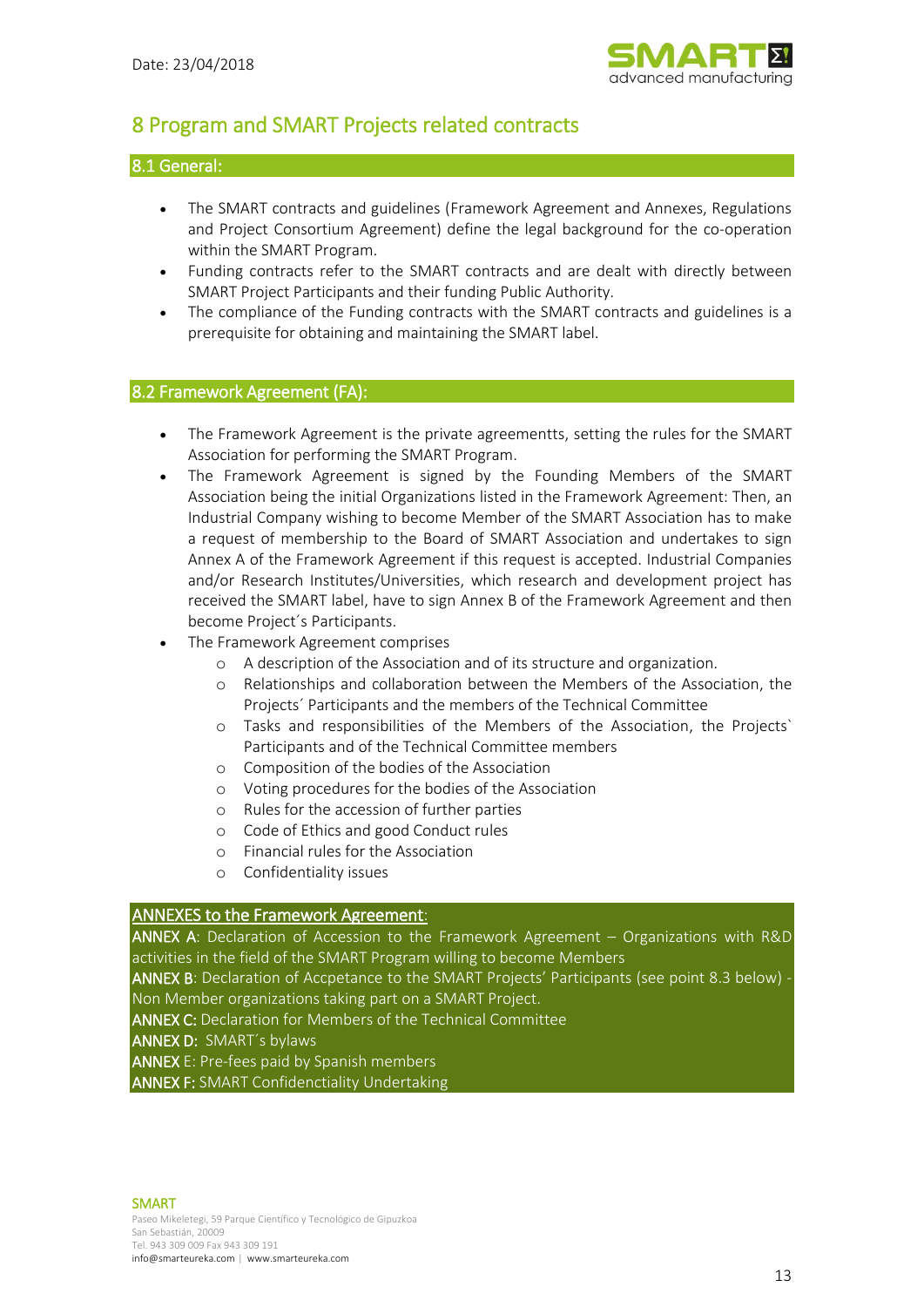Date: 23/04/2018

# 8 Program and SMART Projects related contracts

## 8.1 General:

- The SMART contracts and guidelines (Framework Agreement and Annexes, Regulations and Project Consortium Agreement) define the legal background for the co-operation within the SMART Program.
- Funding contracts refer to the SMART contracts and are dealt with directly between SMART Project Participants and their funding Public Authority.
- The compliance of the Funding contracts with the SMART contracts and guidelines is a prerequisite for obtaining and maintaining the SMART label.

## 8.2 Framework Agreement (FA):

- The Framework Agreement is the private agreementts, setting the rules for the SMART Association for performing the SMART Program.
- The Framework Agreement is signed by the Founding Members of the SMART Association being the initial Organizations listed in the Framework Agreement: Then, an Industrial Company wishing to become Member of the SMART Association has to make a request of membership to the Board of SMART Association and undertakes to sign Annex A of the Framework Agreement if this request is accepted. Industrial Companies and/or Research Institutes/Universities, which research and development project has received the SMART label, have to sign Annex B of the Framework Agreement and then become Project´s Participants.
- The Framework Agreement comprises
  - A description of the Association and of its structure and organization.
  - Relationships and collaboration between the Members of the Association, the Projects´ Participants and the members of the Technical Committee
  - Tasks and responsibilities of the Members of the Association, the Projects` Participants and of the Technical Committee members
  - Composition of the bodies of the Association
  - Voting procedures for the bodies of the Association
  - Rules for the accession of further parties
  - Code of Ethics and good Conduct rules
  - Financial rules for the Association
  - Confidentiality issues

**ANNEXES to the Framework Agreement:**

**ANNEX A**: Declaration of Accession to the Framework Agreement – Organizations with R&D activities in the field of the SMART Program willing to become Members

**ANNEX B**: Declaration of Accpetance to the SMART Projects' Participants (see point 8.3 below) - Non Member organizations taking part on a SMART Project.

**ANNEX C:** Declaration for Members of the Technical Committee

**ANNEX D:** SMART´s bylaws

**ANNEX** E: Pre-fees paid by Spanish members

**ANNEX F:** SMART Confidenctiality Undertaking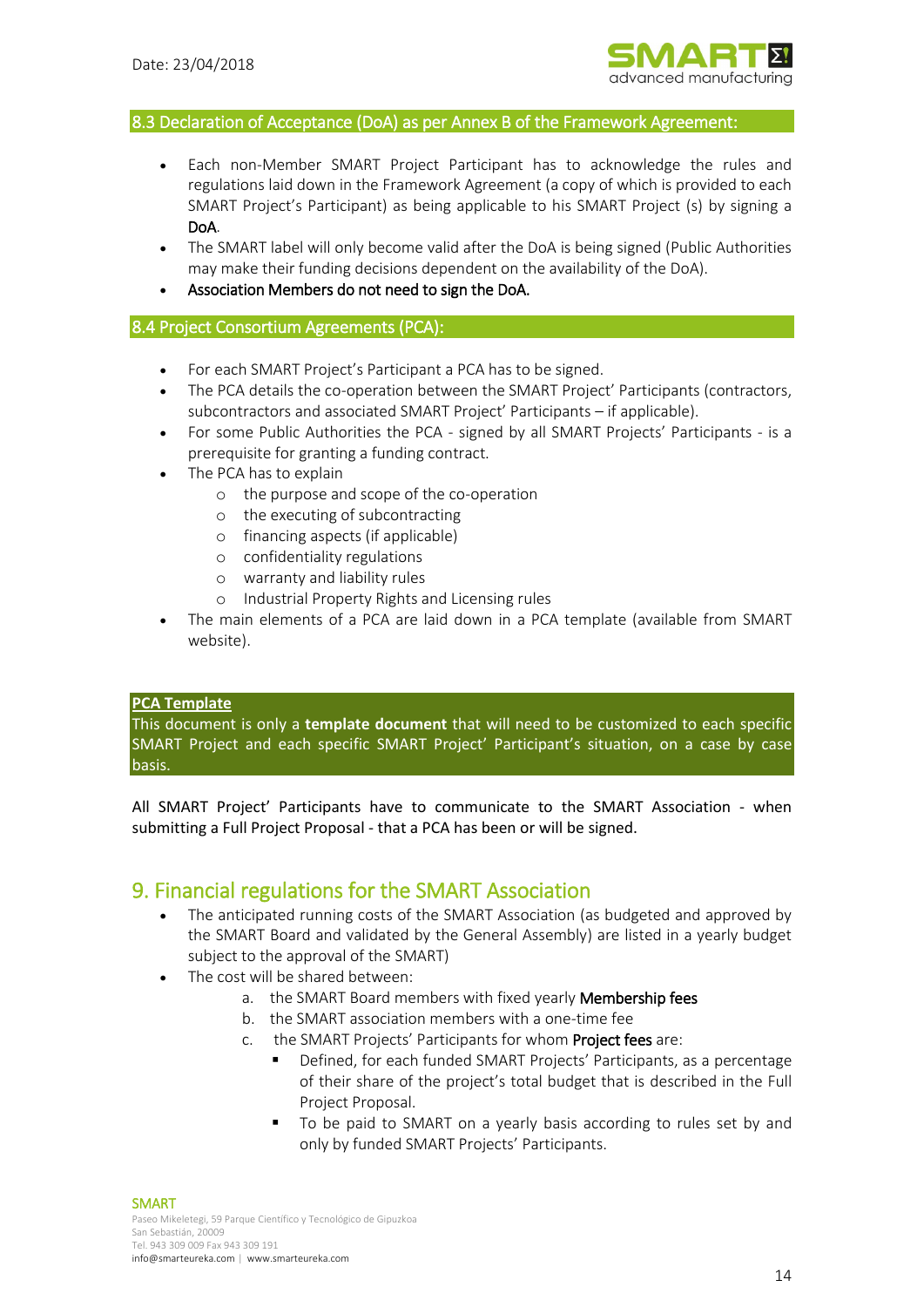## 8.3 Declaration of Acceptance (DoA) as per Annex B of the Framework Agreement:

- Each non-Member SMART Project Participant has to acknowledge the rules and regulations laid down in the Framework Agreement (a copy of which is provided to each SMART Project's Participant) as being applicable to his SMART Project (s) by signing a DoA.
- The SMART label will only become valid after the DoA is being signed (Public Authorities may make their funding decisions dependent on the availability of the DoA).
- Association Members do not need to sign the DoA.

## 8.4 Project Consortium Agreements (PCA):

- For each SMART Project's Participant a PCA has to be signed.
- The PCA details the co-operation between the SMART Project' Participants (contractors, subcontractors and associated SMART Project' Participants – if applicable).
- For some Public Authorities the PCA - signed by all SMART Projects' Participants - is a prerequisite for granting a funding contract.
- The PCA has to explain
  - the purpose and scope of the co-operation
  - the executing of subcontracting
  - financing aspects (if applicable)
  - confidentiality regulations
  - warranty and liability rules
  - Industrial Property Rights and Licensing rules
- The main elements of a PCA are laid down in a PCA template (available from SMART website).

**PCA Template**
This document is only a **template document** that will need to be customized to each specific SMART Project and each specific SMART Project' Participant's situation, on a case by case basis.

All SMART Project' Participants have to communicate to the SMART Association - when submitting a Full Project Proposal - that a PCA has been or will be signed.

# 9. Financial regulations for the SMART Association

- The anticipated running costs of the SMART Association (as budgeted and approved by the SMART Board and validated by the General Assembly) are listed in a yearly budget subject to the approval of the SMART)
- The cost will be shared between:
  a. the SMART Board members with fixed yearly Membership fees
  b. the SMART association members with a one-time fee
  c. the SMART Projects' Participants for whom Project fees are:
     - Defined, for each funded SMART Projects' Participants, as a percentage of their share of the project's total budget that is described in the Full Project Proposal.
     - To be paid to SMART on a yearly basis according to rules set by and only by funded SMART Projects' Participants.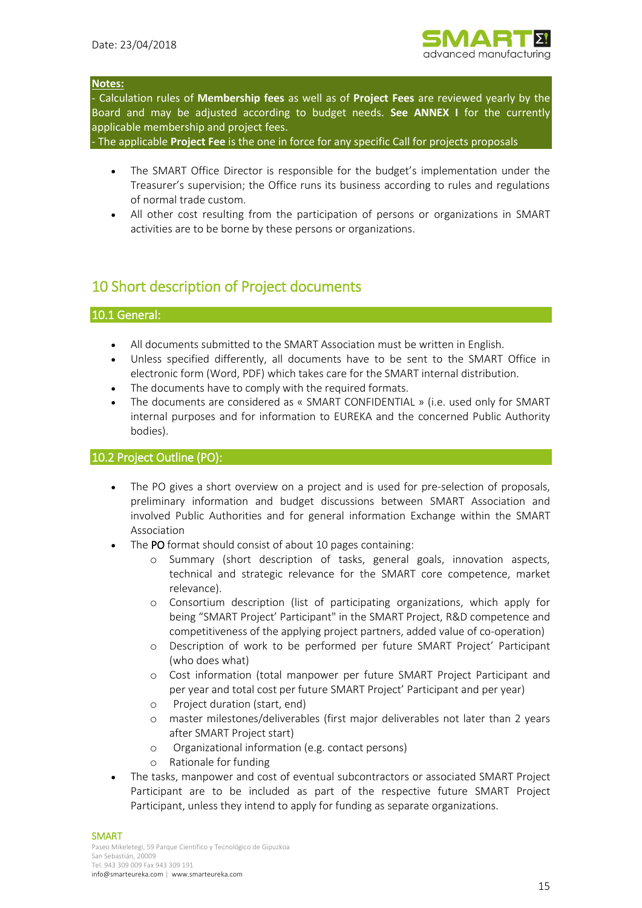**Notes:**
- Calculation rules of **Membership fees** as well as of **Project Fees** are reviewed yearly by the Board and may be adjusted according to budget needs. **See ANNEX I** for the currently applicable membership and project fees.
- The applicable **Project Fee** is the one in force for any specific Call for projects proposals

- The SMART Office Director is responsible for the budget's implementation under the Treasurer's supervision; the Office runs its business according to rules and regulations of normal trade custom.
- All other cost resulting from the participation of persons or organizations in SMART activities are to be borne by these persons or organizations.

# 10 Short description of Project documents

## 10.1 General:

- All documents submitted to the SMART Association must be written in English.
- Unless specified differently, all documents have to be sent to the SMART Office in electronic form (Word, PDF) which takes care for the SMART internal distribution.
- The documents have to comply with the required formats.
- The documents are considered as « SMART CONFIDENTIAL » (i.e. used only for SMART internal purposes and for information to EUREKA and the concerned Public Authority bodies).

## 10.2 Project Outline (PO):

- The PO gives a short overview on a project and is used for pre-selection of proposals, preliminary information and budget discussions between SMART Association and involved Public Authorities and for general information Exchange within the SMART Association
- The PO format should consist of about 10 pages containing:
  - Summary (short description of tasks, general goals, innovation aspects, technical and strategic relevance for the SMART core competence, market relevance).
  - Consortium description (list of participating organizations, which apply for being "SMART Project' Participant" in the SMART Project, R&D competence and competitiveness of the applying project partners, added value of co-operation)
  - Description of work to be performed per future SMART Project' Participant (who does what)
  - Cost information (total manpower per future SMART Project Participant and per year and total cost per future SMART Project' Participant and per year)
  - Project duration (start, end)
  - master milestones/deliverables (first major deliverables not later than 2 years after SMART Project start)
  - Organizational information (e.g. contact persons)
  - Rationale for funding
- The tasks, manpower and cost of eventual subcontractors or associated SMART Project Participant are to be included as part of the respective future SMART Project Participant, unless they intend to apply for funding as separate organizations.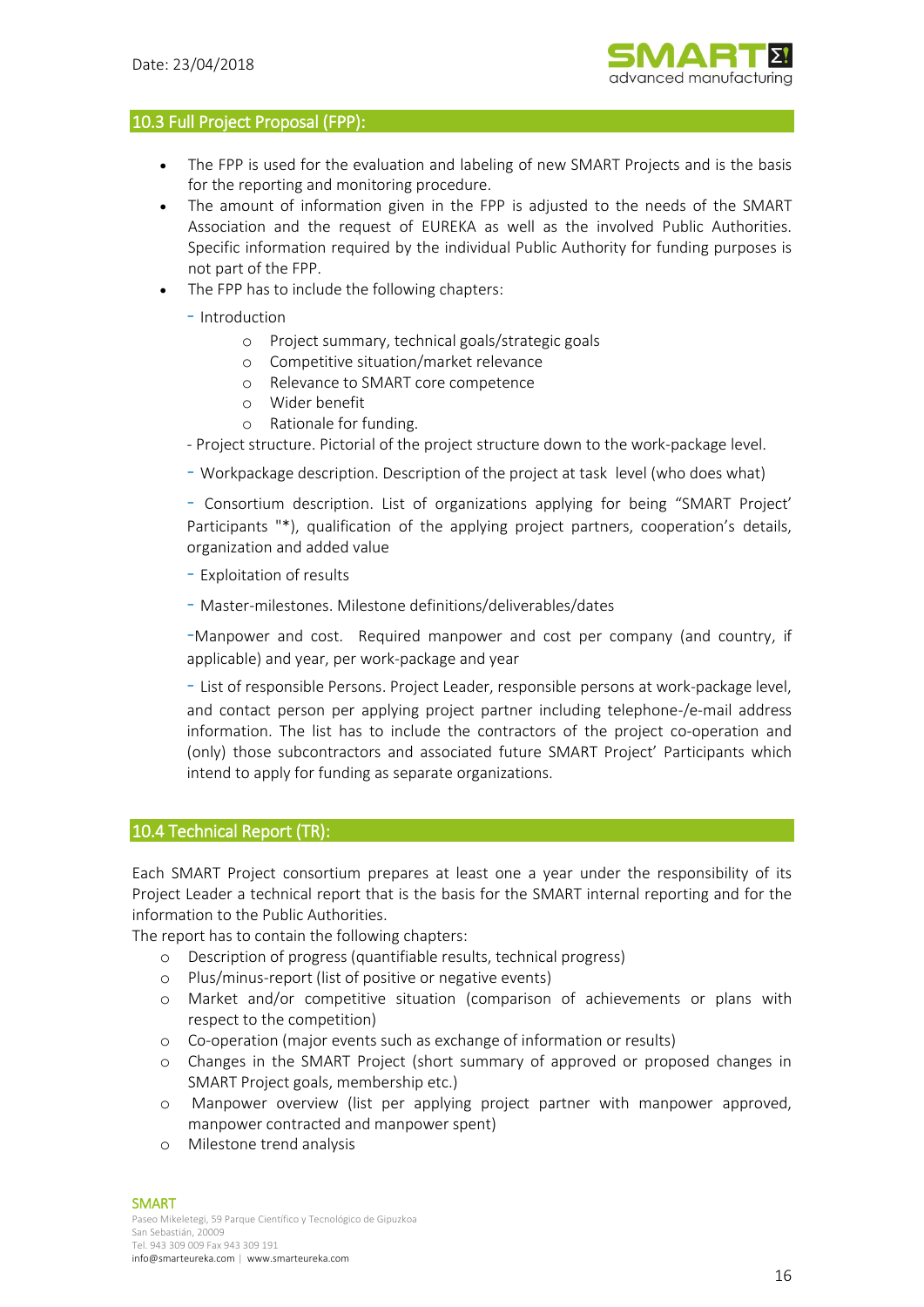## 10.3 Full Project Proposal (FPP):

- The FPP is used for the evaluation and labeling of new SMART Projects and is the basis for the reporting and monitoring procedure.
- The amount of information given in the FPP is adjusted to the needs of the SMART Association and the request of EUREKA as well as the involved Public Authorities. Specific information required by the individual Public Authority for funding purposes is not part of the FPP.
- The FPP has to include the following chapters:

  - Introduction
    - Project summary, technical goals/strategic goals
    - Competitive situation/market relevance
    - Relevance to SMART core competence
    - Wider benefit
    - Rationale for funding.

  - Project structure. Pictorial of the project structure down to the work-package level.

  - Workpackage description. Description of the project at task level (who does what)

  - Consortium description. List of organizations applying for being "SMART Project' Participants "*), qualification of the applying project partners, cooperation's details, organization and added value

  - Exploitation of results

  - Master-milestones. Milestone definitions/deliverables/dates

  - Manpower and cost. Required manpower and cost per company (and country, if applicable) and year, per work-package and year

  - List of responsible Persons. Project Leader, responsible persons at work-package level, and contact person per applying project partner including telephone-/e-mail address information. The list has to include the contractors of the project co-operation and (only) those subcontractors and associated future SMART Project' Participants which intend to apply for funding as separate organizations.

## 10.4 Technical Report (TR):

Each SMART Project consortium prepares at least one a year under the responsibility of its Project Leader a technical report that is the basis for the SMART internal reporting and for the information to the Public Authorities.

The report has to contain the following chapters:

- Description of progress (quantifiable results, technical progress)
- Plus/minus-report (list of positive or negative events)
- Market and/or competitive situation (comparison of achievements or plans with respect to the competition)
- Co-operation (major events such as exchange of information or results)
- Changes in the SMART Project (short summary of approved or proposed changes in SMART Project goals, membership etc.)
- Manpower overview (list per applying project partner with manpower approved, manpower contracted and manpower spent)
- Milestone trend analysis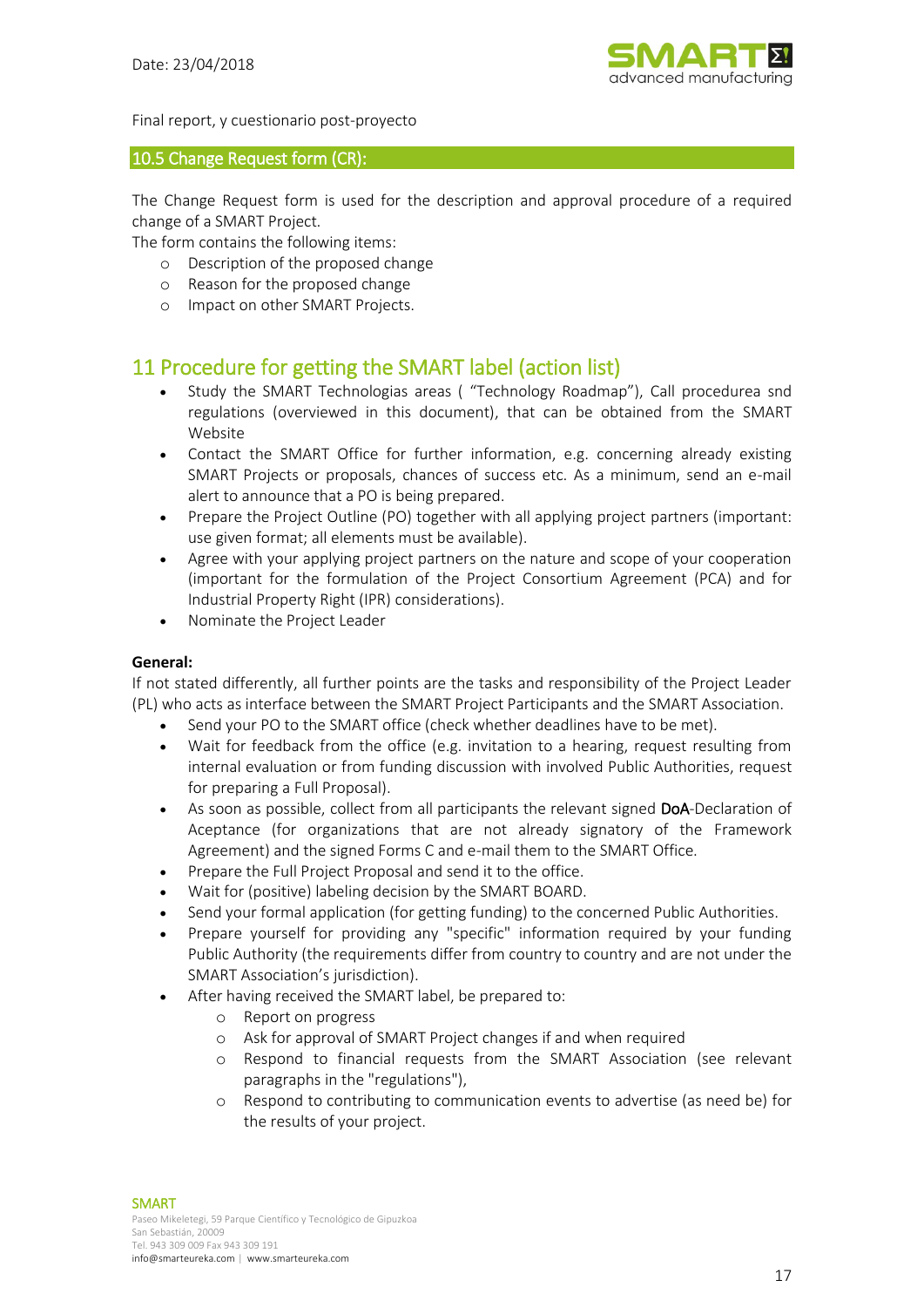Final report, y cuestionario post-proyecto

## 10.5 Change Request form (CR):

The Change Request form is used for the description and approval procedure of a required change of a SMART Project.

The form contains the following items:

- Description of the proposed change
- Reason for the proposed change
- Impact on other SMART Projects.

# 11 Procedure for getting the SMART label (action list)

- Study the SMART Technologias areas ( "Technology Roadmap"), Call procedurea snd regulations (overviewed in this document), that can be obtained from the SMART Website
- Contact the SMART Office for further information, e.g. concerning already existing SMART Projects or proposals, chances of success etc. As a minimum, send an e-mail alert to announce that a PO is being prepared.
- Prepare the Project Outline (PO) together with all applying project partners (important: use given format; all elements must be available).
- Agree with your applying project partners on the nature and scope of your cooperation (important for the formulation of the Project Consortium Agreement (PCA) and for Industrial Property Right (IPR) considerations).
- Nominate the Project Leader

**General:**

If not stated differently, all further points are the tasks and responsibility of the Project Leader (PL) who acts as interface between the SMART Project Participants and the SMART Association.

- Send your PO to the SMART office (check whether deadlines have to be met).
- Wait for feedback from the office (e.g. invitation to a hearing, request resulting from internal evaluation or from funding discussion with involved Public Authorities, request for preparing a Full Proposal).
- As soon as possible, collect from all participants the relevant signed DoA-Declaration of Aceptance (for organizations that are not already signatory of the Framework Agreement) and the signed Forms C and e-mail them to the SMART Office.
- Prepare the Full Project Proposal and send it to the office.
- Wait for (positive) labeling decision by the SMART BOARD.
- Send your formal application (for getting funding) to the concerned Public Authorities.
- Prepare yourself for providing any "specific" information required by your funding Public Authority (the requirements differ from country to country and are not under the SMART Association's jurisdiction).
- After having received the SMART label, be prepared to:
  - Report on progress
  - Ask for approval of SMART Project changes if and when required
  - Respond to financial requests from the SMART Association (see relevant paragraphs in the "regulations"),
  - Respond to contributing to communication events to advertise (as need be) for the results of your project.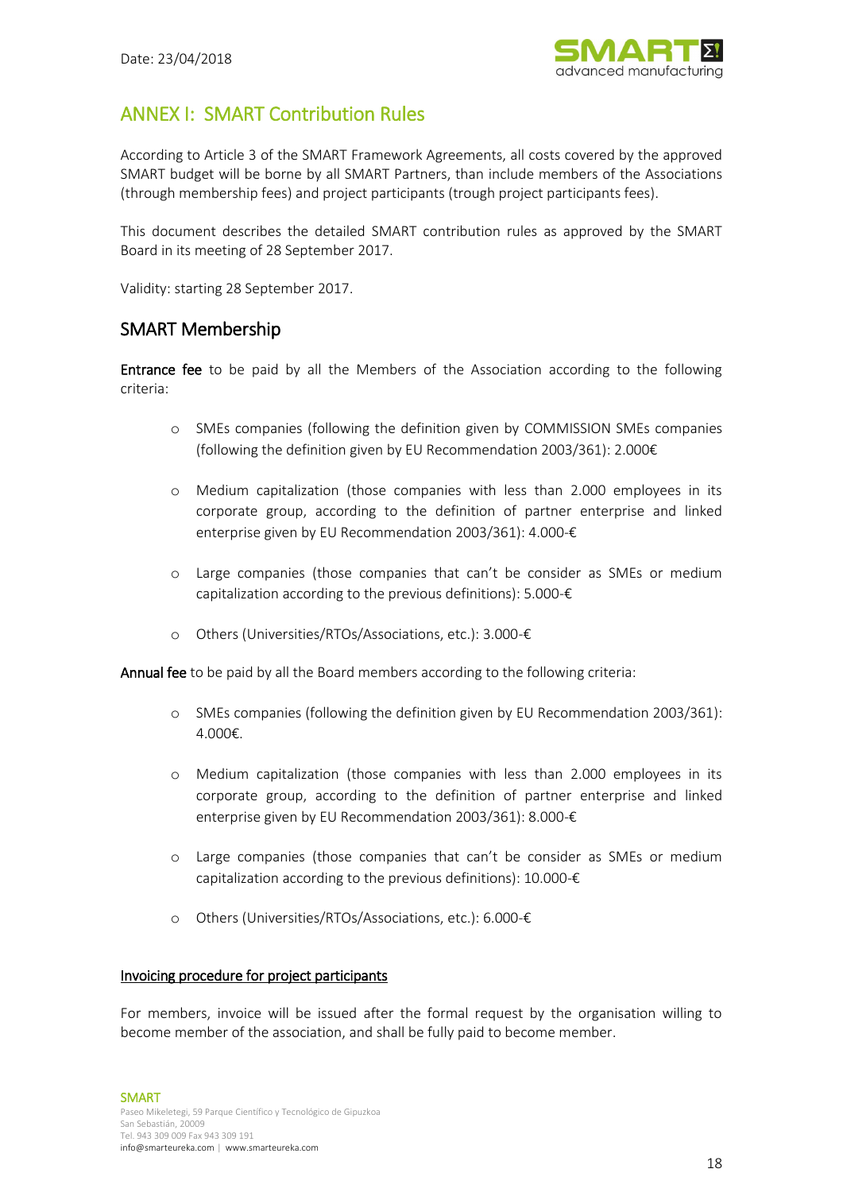Date: 23/04/2018

# ANNEX I: SMART Contribution Rules

According to Article 3 of the SMART Framework Agreements, all costs covered by the approved SMART budget will be borne by all SMART Partners, than include members of the Associations (through membership fees) and project participants (trough project participants fees).

This document describes the detailed SMART contribution rules as approved by the SMART Board in its meeting of 28 September 2017.

Validity: starting 28 September 2017.

## SMART Membership

**Entrance fee** to be paid by all the Members of the Association according to the following criteria:

- SMEs companies (following the definition given by COMMISSION SMEs companies (following the definition given by EU Recommendation 2003/361): 2.000€
- Medium capitalization (those companies with less than 2.000 employees in its corporate group, according to the definition of partner enterprise and linked enterprise given by EU Recommendation 2003/361): 4.000-€
- Large companies (those companies that can't be consider as SMEs or medium capitalization according to the previous definitions): 5.000-€
- Others (Universities/RTOs/Associations, etc.): 3.000-€

**Annual fee** to be paid by all the Board members according to the following criteria:

- SMEs companies (following the definition given by EU Recommendation 2003/361): 4.000€.
- Medium capitalization (those companies with less than 2.000 employees in its corporate group, according to the definition of partner enterprise and linked enterprise given by EU Recommendation 2003/361): 8.000-€
- Large companies (those companies that can't be consider as SMEs or medium capitalization according to the previous definitions): 10.000-€
- Others (Universities/RTOs/Associations, etc.): 6.000-€

**Invoicing procedure for project participants**

For members, invoice will be issued after the formal request by the organisation willing to become member of the association, and shall be fully paid to become member.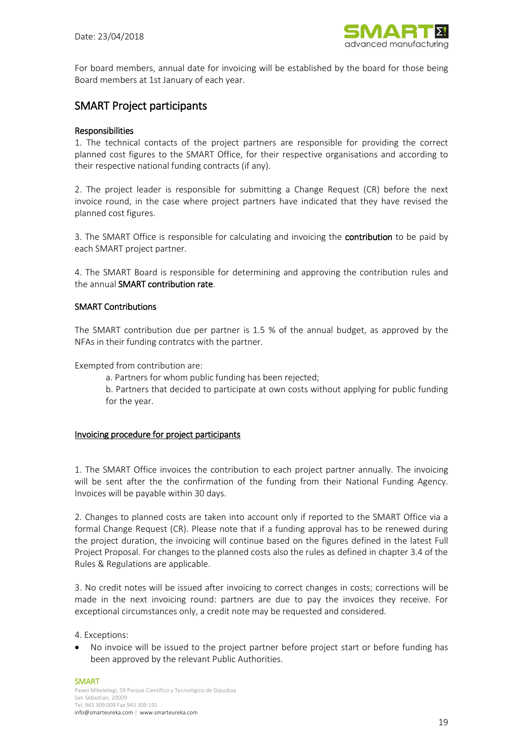For board members, annual date for invoicing will be established by the board for those being Board members at 1st January of each year.

## SMART Project participants

### Responsibilities

1. The technical contacts of the project partners are responsible for providing the correct planned cost figures to the SMART Office, for their respective organisations and according to their respective national funding contracts (if any).

2. The project leader is responsible for submitting a Change Request (CR) before the next invoice round, in the case where project partners have indicated that they have revised the planned cost figures.

3. The SMART Office is responsible for calculating and invoicing the **contribution** to be paid by each SMART project partner.

4. The SMART Board is responsible for determining and approving the contribution rules and the annual **SMART contribution rate**.

### SMART Contributions

The SMART contribution due per partner is 1.5 % of the annual budget, as approved by the NFAs in their funding contratcs with the partner.

Exempted from contribution are:

a. Partners for whom public funding has been rejected;

b. Partners that decided to participate at own costs without applying for public funding for the year.

### Invoicing procedure for project participants

1. The SMART Office invoices the contribution to each project partner annually. The invoicing will be sent after the the confirmation of the funding from their National Funding Agency. Invoices will be payable within 30 days.

2. Changes to planned costs are taken into account only if reported to the SMART Office via a formal Change Request (CR). Please note that if a funding approval has to be renewed during the project duration, the invoicing will continue based on the figures defined in the latest Full Project Proposal. For changes to the planned costs also the rules as defined in chapter 3.4 of the Rules & Regulations are applicable.

3. No credit notes will be issued after invoicing to correct changes in costs; corrections will be made in the next invoicing round: partners are due to pay the invoices they receive. For exceptional circumstances only, a credit note may be requested and considered.

4. Exceptions:

- No invoice will be issued to the project partner before project start or before funding has been approved by the relevant Public Authorities.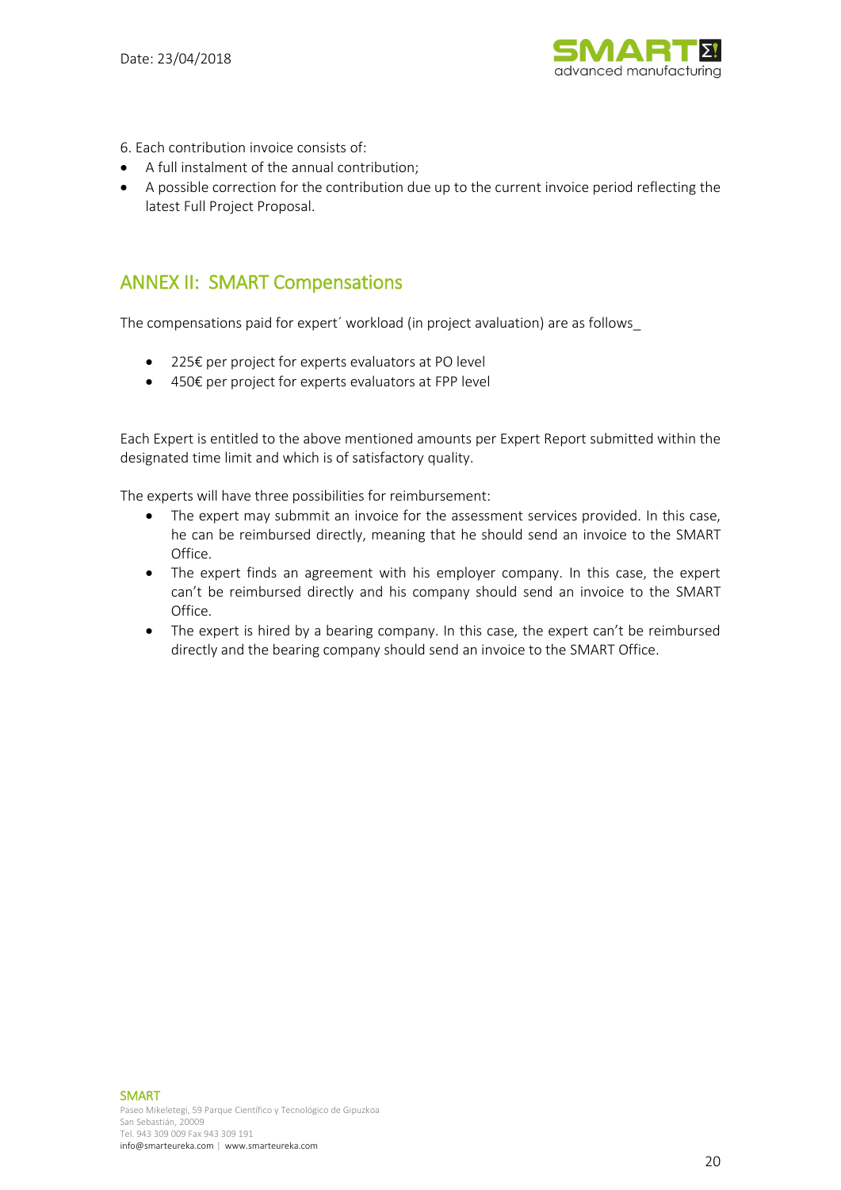6. Each contribution invoice consists of:

- A full instalment of the annual contribution;
- A possible correction for the contribution due up to the current invoice period reflecting the latest Full Project Proposal.

## ANNEX II: SMART Compensations

The compensations paid for expert´ workload (in project avaluation) are as follows_

- 225€ per project for experts evaluators at PO level
- 450€ per project for experts evaluators at FPP level

Each Expert is entitled to the above mentioned amounts per Expert Report submitted within the designated time limit and which is of satisfactory quality.

The experts will have three possibilities for reimbursement:

- The expert may submmit an invoice for the assessment services provided. In this case, he can be reimbursed directly, meaning that he should send an invoice to the SMART Office.
- The expert finds an agreement with his employer company. In this case, the expert can't be reimbursed directly and his company should send an invoice to the SMART Office.
- The expert is hired by a bearing company. In this case, the expert can't be reimbursed directly and the bearing company should send an invoice to the SMART Office.